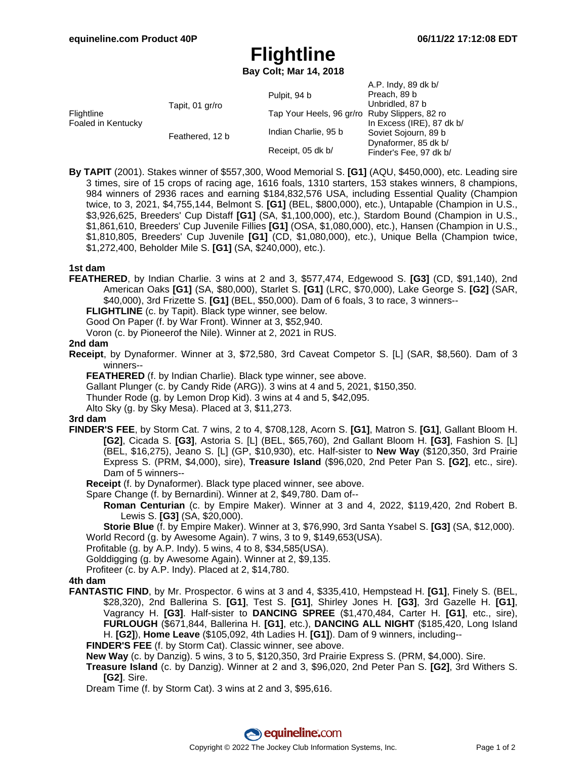# Flightline

**Bay Colt; Mar 14, 2018**

| | | | |
|---|---|---|---|
| Flightline Foaled in Kentucky | Tapit, 01 gr/ro | Pulpit, 94 b | A.P. Indy, 89 dk b/ |
| | | | Preach, 89 b |
| | | Tap Your Heels, 96 gr/ro | Unbridled, 87 b |
| | | | Ruby Slippers, 82 ro |
| | Feathered, 12 b | Indian Charlie, 95 b | In Excess (IRE), 87 dk b/ |
| | | | Soviet Sojourn, 89 b |
| | | Receipt, 05 dk b/ | Dynaformer, 85 dk b/ |
| | | | Finder's Fee, 97 dk b/ |

**By TAPIT** (2001). Stakes winner of $557,300, Wood Memorial S. **[G1]** (AQU, $450,000), etc. Leading sire 3 times, sire of 15 crops of racing age, 1616 foals, 1310 starters, 153 stakes winners, 8 champions, 984 winners of 2936 races and earning $184,832,576 USA, including Essential Quality (Champion twice, to 3, 2021, $4,755,144, Belmont S. **[G1]** (BEL, $800,000), etc.), Untapable (Champion in U.S., $3,926,625, Breeders' Cup Distaff **[G1]** (SA, $1,100,000), etc.), Stardom Bound (Champion in U.S., $1,861,610, Breeders' Cup Juvenile Fillies **[G1]** (OSA, $1,080,000), etc.), Hansen (Champion in U.S., $1,810,805, Breeders' Cup Juvenile **[G1]** (CD, $1,080,000), etc.), Unique Bella (Champion twice, $1,272,400, Beholder Mile S. **[G1]** (SA, $240,000), etc.).

### 1st dam

**FEATHERED**, by Indian Charlie. 3 wins at 2 and 3, $577,474, Edgewood S. **[G3]** (CD, $91,140), 2nd American Oaks **[G1]** (SA, $80,000), Starlet S. **[G1]** (LRC, $70,000), Lake George S. **[G2]** (SAR, $40,000), 3rd Frizette S. **[G1]** (BEL, $50,000). Dam of 6 foals, 3 to race, 3 winners--

- **FLIGHTLINE** (c. by Tapit). Black type winner, see below.
- Good On Paper (f. by War Front). Winner at 3, $52,940.
- Voron (c. by Pioneerof the Nile). Winner at 2, 2021 in RUS.

### 2nd dam

**Receipt**, by Dynaformer. Winner at 3, $72,580, 3rd Caveat Competor S. [L] (SAR, $8,560). Dam of 3 winners--

- **FEATHERED** (f. by Indian Charlie). Black type winner, see above.
- Gallant Plunger (c. by Candy Ride (ARG)). 3 wins at 4 and 5, 2021, $150,350.
- Thunder Rode (g. by Lemon Drop Kid). 3 wins at 4 and 5, $42,095.
- Alto Sky (g. by Sky Mesa). Placed at 3, $11,273.

### 3rd dam

**FINDER'S FEE**, by Storm Cat. 7 wins, 2 to 4, $708,128, Acorn S. **[G1]**, Matron S. **[G1]**, Gallant Bloom H. **[G2]**, Cicada S. **[G3]**, Astoria S. [L] (BEL, $65,760), 2nd Gallant Bloom H. **[G3]**, Fashion S. [L] (BEL, $16,275), Jeano S. [L] (GP, $10,930), etc. Half-sister to **New Way** ($120,350, 3rd Prairie Express S. (PRM, $4,000), sire), **Treasure Island** ($96,020, 2nd Peter Pan S. **[G2]**, etc., sire). Dam of 5 winners--

- **Receipt** (f. by Dynaformer). Black type placed winner, see above.
- Spare Change (f. by Bernardini). Winner at 2, $49,780. Dam of--
  - **Roman Centurian** (c. by Empire Maker). Winner at 3 and 4, 2022, $119,420, 2nd Robert B. Lewis S. **[G3]** (SA, $20,000).
  - **Storie Blue** (f. by Empire Maker). Winner at 3, $76,990, 3rd Santa Ysabel S. **[G3]** (SA, $12,000).
- World Record (g. by Awesome Again). 7 wins, 3 to 9, $149,653(USA).
- Profitable (g. by A.P. Indy). 5 wins, 4 to 8, $34,585(USA).
- Golddigging (g. by Awesome Again). Winner at 2, $9,135.
- Profiteer (c. by A.P. Indy). Placed at 2, $14,780.

### 4th dam

**FANTASTIC FIND**, by Mr. Prospector. 6 wins at 3 and 4, $335,410, Hempstead H. **[G1]**, Finely S. (BEL, $28,320), 2nd Ballerina S. **[G1]**, Test S. **[G1]**, Shirley Jones H. **[G3]**, 3rd Gazelle H. **[G1]**, Vagrancy H. **[G3]**. Half-sister to **DANCING SPREE** ($1,470,484, Carter H. **[G1]**, etc., sire), **FURLOUGH** ($671,844, Ballerina H. **[G1]**, etc.), **DANCING ALL NIGHT** ($185,420, Long Island H. **[G2]**), **Home Leave** ($105,092, 4th Ladies H. **[G1]**). Dam of 9 winners, including--

- **FINDER'S FEE** (f. by Storm Cat). Classic winner, see above.
- **New Way** (c. by Danzig). 5 wins, 3 to 5, $120,350, 3rd Prairie Express S. (PRM, $4,000). Sire.
- **Treasure Island** (c. by Danzig). Winner at 2 and 3, $96,020, 2nd Peter Pan S. **[G2]**, 3rd Withers S. **[G2]**. Sire.
- Dream Time (f. by Storm Cat). 3 wins at 2 and 3, $95,616.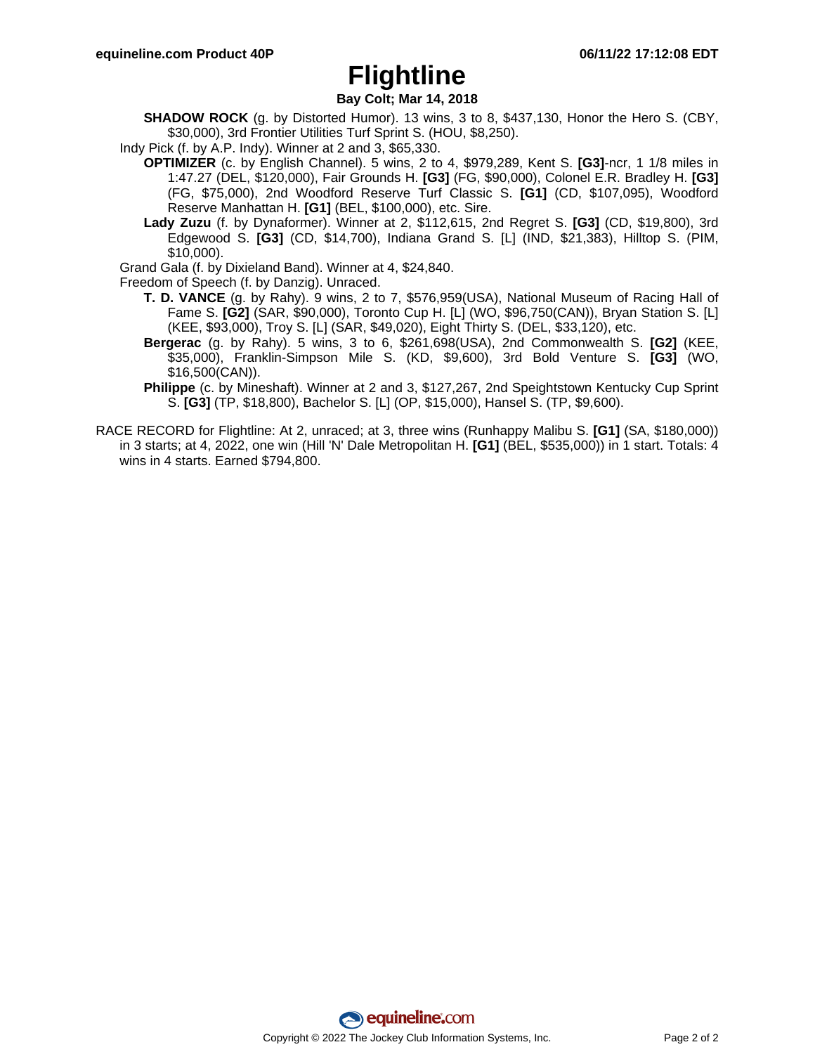# Flightline

**Bay Colt; Mar 14, 2018**

- **SHADOW ROCK** (g. by Distorted Humor). 13 wins, 3 to 8, $437,130, Honor the Hero S. (CBY, $30,000), 3rd Frontier Utilities Turf Sprint S. (HOU, $8,250).

Indy Pick (f. by A.P. Indy). Winner at 2 and 3, $65,330.

- **OPTIMIZER** (c. by English Channel). 5 wins, 2 to 4, $979,289, Kent S. **[G3]**-ncr, 1 1/8 miles in 1:47.27 (DEL, $120,000), Fair Grounds H. **[G3]** (FG, $90,000), Colonel E.R. Bradley H. **[G3]** (FG, $75,000), 2nd Woodford Reserve Turf Classic S. **[G1]** (CD, $107,095), Woodford Reserve Manhattan H. **[G1]** (BEL, $100,000), etc. Sire.
- **Lady Zuzu** (f. by Dynaformer). Winner at 2, $112,615, 2nd Regret S. **[G3]** (CD, $19,800), 3rd Edgewood S. **[G3]** (CD, $14,700), Indiana Grand S. [L] (IND, $21,383), Hilltop S. (PIM, $10,000).

Grand Gala (f. by Dixieland Band). Winner at 4, $24,840.

Freedom of Speech (f. by Danzig). Unraced.

- **T. D. VANCE** (g. by Rahy). 9 wins, 2 to 7, $576,959(USA), National Museum of Racing Hall of Fame S. **[G2]** (SAR, $90,000), Toronto Cup H. [L] (WO, $96,750(CAN)), Bryan Station S. [L] (KEE, $93,000), Troy S. [L] (SAR, $49,020), Eight Thirty S. (DEL, $33,120), etc.
- **Bergerac** (g. by Rahy). 5 wins, 3 to 6, $261,698(USA), 2nd Commonwealth S. **[G2]** (KEE, $35,000), Franklin-Simpson Mile S. (KD, $9,600), 3rd Bold Venture S. **[G3]** (WO, $16,500(CAN)).
- **Philippe** (c. by Mineshaft). Winner at 2 and 3, $127,267, 2nd Speightstown Kentucky Cup Sprint S. **[G3]** (TP, $18,800), Bachelor S. [L] (OP, $15,000), Hansel S. (TP, $9,600).

RACE RECORD for Flightline: At 2, unraced; at 3, three wins (Runhappy Malibu S. **[G1]** (SA, $180,000)) in 3 starts; at 4, 2022, one win (Hill 'N' Dale Metropolitan H. **[G1]** (BEL, $535,000)) in 1 start. Totals: 4 wins in 4 starts. Earned $794,800.